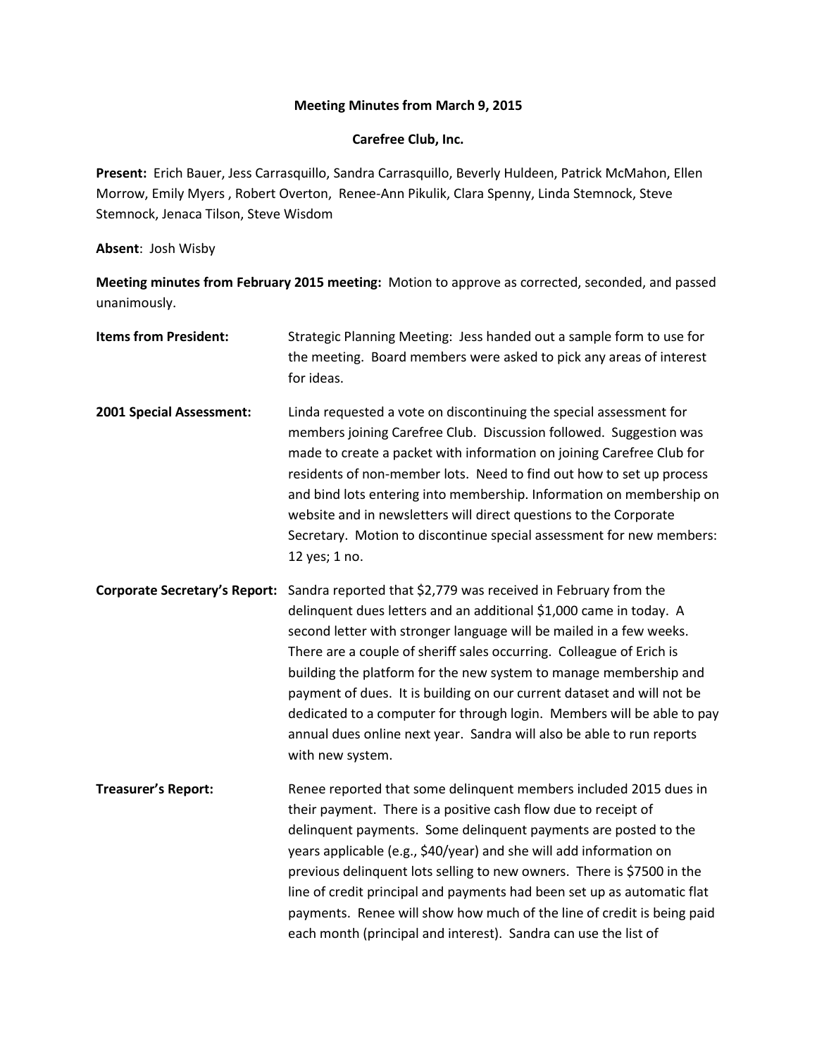**Meeting Minutes from March 9, 2015**

**Carefree Club, Inc.**

**Present:** Erich Bauer, Jess Carrasquillo, Sandra Carrasquillo, Beverly Huldeen, Patrick McMahon, Ellen Morrow, Emily Myers , Robert Overton, Renee-Ann Pikulik, Clara Spenny, Linda Stemnock, Steve Stemnock, Jenaca Tilson, Steve Wisdom

**Absent**: Josh Wisby

**Meeting minutes from February 2015 meeting:** Motion to approve as corrected, seconded, and passed unanimously.

**Items from President:** Strategic Planning Meeting: Jess handed out a sample form to use for the meeting. Board members were asked to pick any areas of interest for ideas.

**2001 Special Assessment:** Linda requested a vote on discontinuing the special assessment for members joining Carefree Club. Discussion followed. Suggestion was made to create a packet with information on joining Carefree Club for residents of non-member lots. Need to find out how to set up process and bind lots entering into membership. Information on membership on website and in newsletters will direct questions to the Corporate Secretary. Motion to discontinue special assessment for new members: 12 yes; 1 no.

**Corporate Secretary's Report:** Sandra reported that $2,779 was received in February from the delinquent dues letters and an additional $1,000 came in today. A second letter with stronger language will be mailed in a few weeks. There are a couple of sheriff sales occurring. Colleague of Erich is building the platform for the new system to manage membership and payment of dues. It is building on our current dataset and will not be dedicated to a computer for through login. Members will be able to pay annual dues online next year. Sandra will also be able to run reports with new system.

**Treasurer's Report:** Renee reported that some delinquent members included 2015 dues in their payment. There is a positive cash flow due to receipt of delinquent payments. Some delinquent payments are posted to the years applicable (e.g., $40/year) and she will add information on previous delinquent lots selling to new owners. There is $7500 in the line of credit principal and payments had been set up as automatic flat payments. Renee will show how much of the line of credit is being paid each month (principal and interest). Sandra can use the list of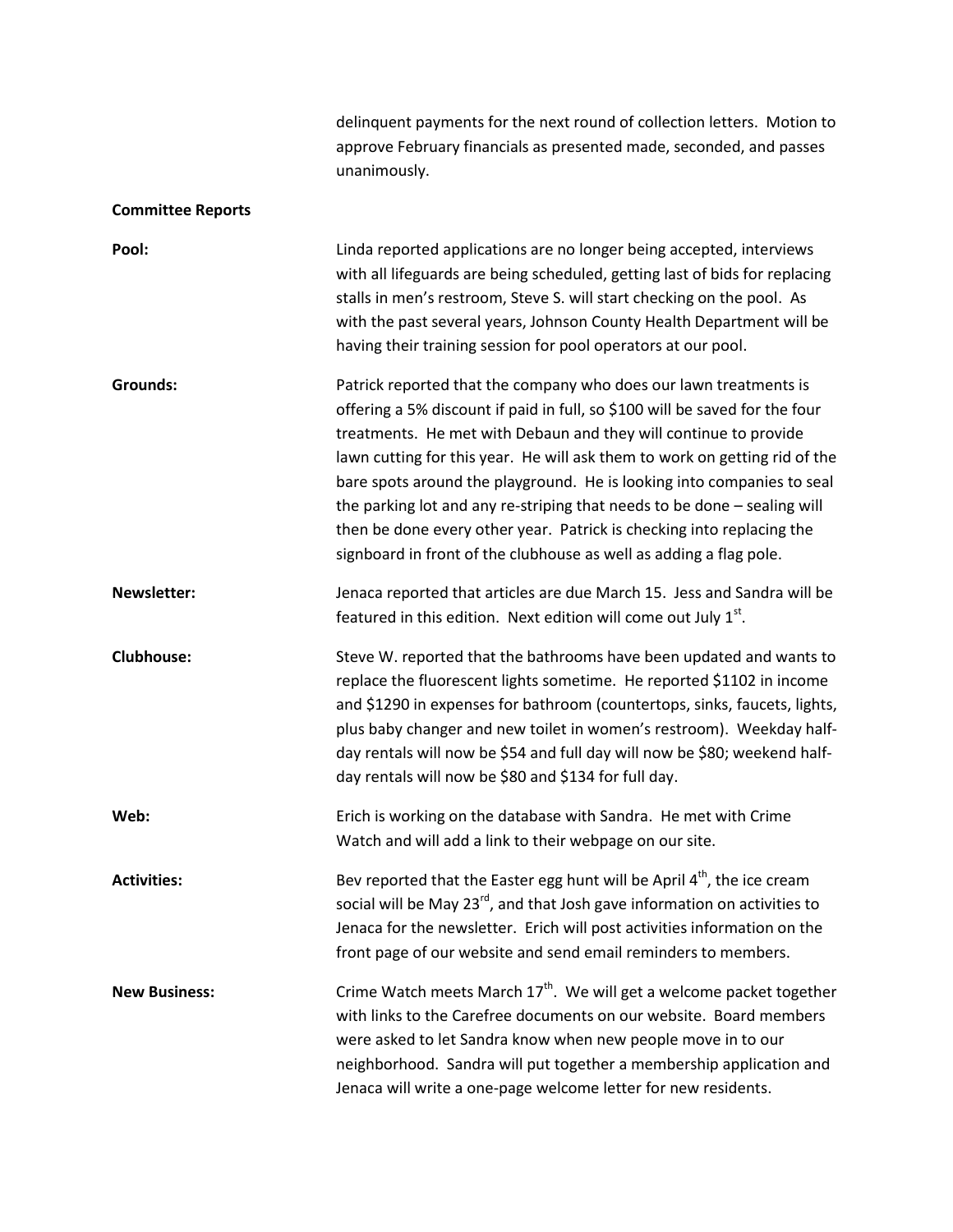delinquent payments for the next round of collection letters. Motion to approve February financials as presented made, seconded, and passes unanimously.

**Committee Reports**

**Pool:** Linda reported applications are no longer being accepted, interviews with all lifeguards are being scheduled, getting last of bids for replacing stalls in men's restroom, Steve S. will start checking on the pool. As with the past several years, Johnson County Health Department will be having their training session for pool operators at our pool.

**Grounds:** Patrick reported that the company who does our lawn treatments is offering a 5% discount if paid in full, so $100 will be saved for the four treatments. He met with Debaun and they will continue to provide lawn cutting for this year. He will ask them to work on getting rid of the bare spots around the playground. He is looking into companies to seal the parking lot and any re-striping that needs to be done – sealing will then be done every other year. Patrick is checking into replacing the signboard in front of the clubhouse as well as adding a flag pole.

**Newsletter:** Jenaca reported that articles are due March 15. Jess and Sandra will be featured in this edition. Next edition will come out July 1st.

**Clubhouse:** Steve W. reported that the bathrooms have been updated and wants to replace the fluorescent lights sometime. He reported $1102 in income and $1290 in expenses for bathroom (countertops, sinks, faucets, lights, plus baby changer and new toilet in women's restroom). Weekday half-day rentals will now be $54 and full day will now be $80; weekend half-day rentals will now be $80 and $134 for full day.

**Web:** Erich is working on the database with Sandra. He met with Crime Watch and will add a link to their webpage on our site.

**Activities:** Bev reported that the Easter egg hunt will be April 4th, the ice cream social will be May 23rd, and that Josh gave information on activities to Jenaca for the newsletter. Erich will post activities information on the front page of our website and send email reminders to members.

**New Business:** Crime Watch meets March 17th. We will get a welcome packet together with links to the Carefree documents on our website. Board members were asked to let Sandra know when new people move in to our neighborhood. Sandra will put together a membership application and Jenaca will write a one-page welcome letter for new residents.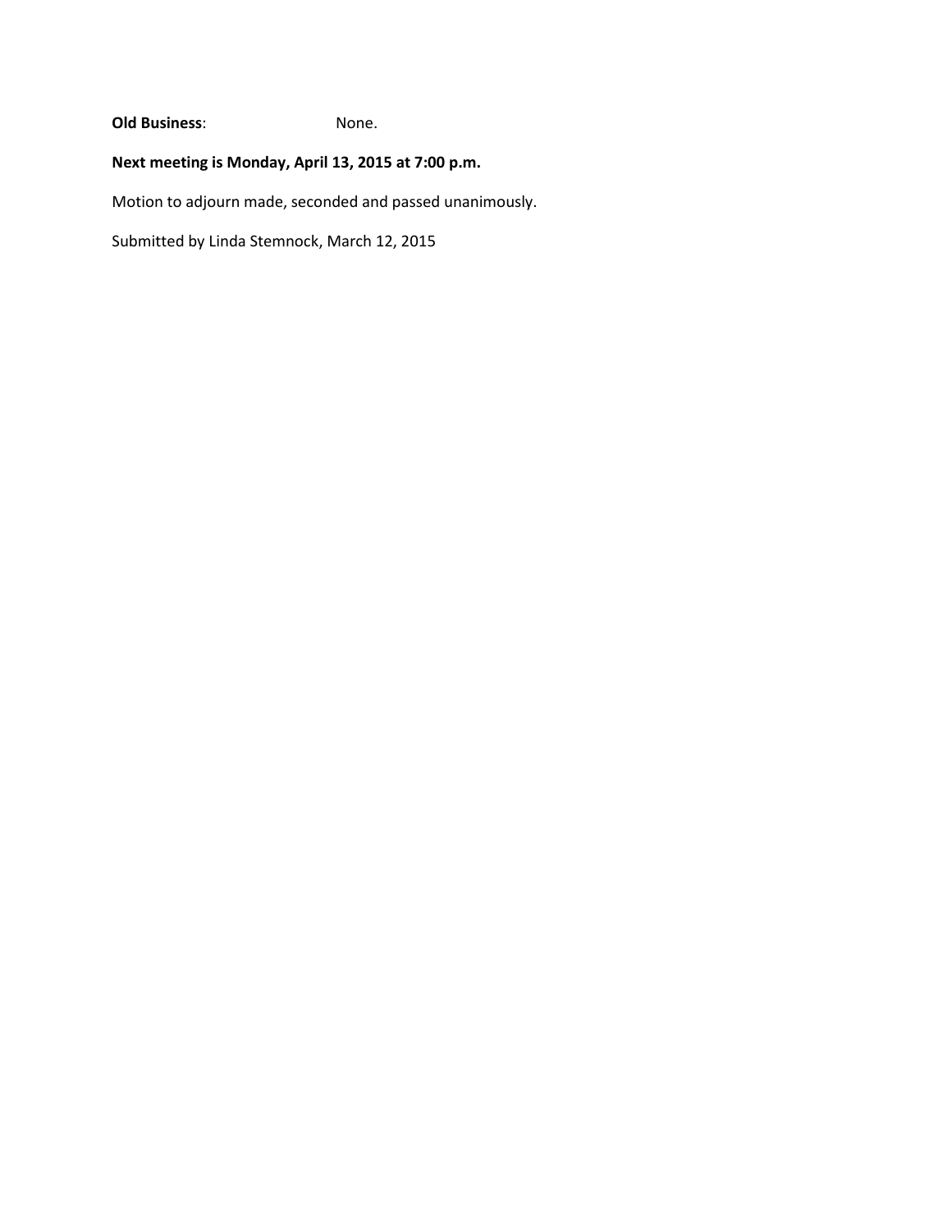**Old Business**: None.

**Next meeting is Monday, April 13, 2015 at 7:00 p.m.**

Motion to adjourn made, seconded and passed unanimously.

Submitted by Linda Stemnock, March 12, 2015